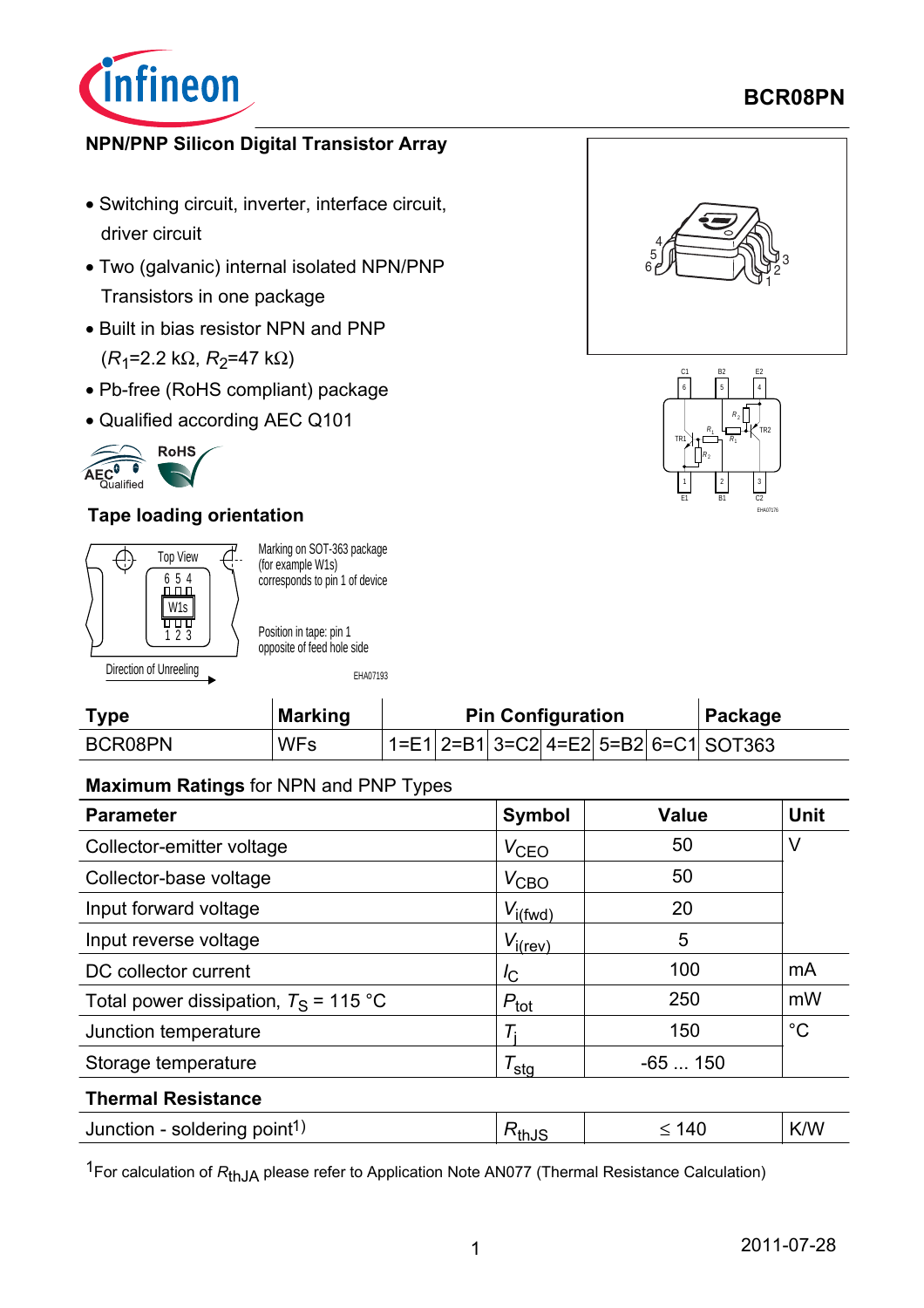# BCR08PN

## NPN/PNP Silicon Digital Transistor Array

- Switching circuit, inverter, interface circuit, driver circuit
- Two (galvanic) internal isolated NPN/PNP Transistors in one package
- Built in bias resistor NPN and PNP ($R_1$=2.2 kΩ, $R_2$=47 kΩ)
- Pb-free (RoHS compliant) package
- Qualified according AEC Q101

## Tape loading orientation

Top View

6 5 4

W1s

1 2 3

Marking on SOT-363 package (for example W1s) corresponds to pin 1 of device

Position in tape: pin 1 opposite of feed hole side

Direction of Unreeling

EHA07193

| Type | Marking | Pin Configuration | | | | | | Package |
|---|---|---|---|---|---|---|---|---|
| BCR08PN | WFs | 1=E1 | 2=B1 | 3=C2 | 4=E2 | 5=B2 | 6=C1 | SOT363 |

**Maximum Ratings** for NPN and PNP Types

| Parameter | Symbol | Value | Unit |
|---|---|---|---|
| Collector-emitter voltage | $V_{CEO}$ | 50 | V |
| Collector-base voltage | $V_{CBO}$ | 50 | |
| Input forward voltage | $V_{i(fwd)}$ | 20 | |
| Input reverse voltage | $V_{i(rev)}$ | 5 | |
| DC collector current | $I_C$ | 100 | mA |
| Total power dissipation, $T_S$ = 115 °C | $P_{tot}$ | 250 | mW |
| Junction temperature | $T_j$ | 150 | °C |
| Storage temperature | $T_{stg}$ | -65 ... 150 | |
| **Thermal Resistance** | | | |
| Junction - soldering point[1] | $R_{thJS}$ | ≤ 140 | K/W |

[1]For calculation of $R_{thJA}$ please refer to Application Note AN077 (Thermal Resistance Calculation)

2011-07-28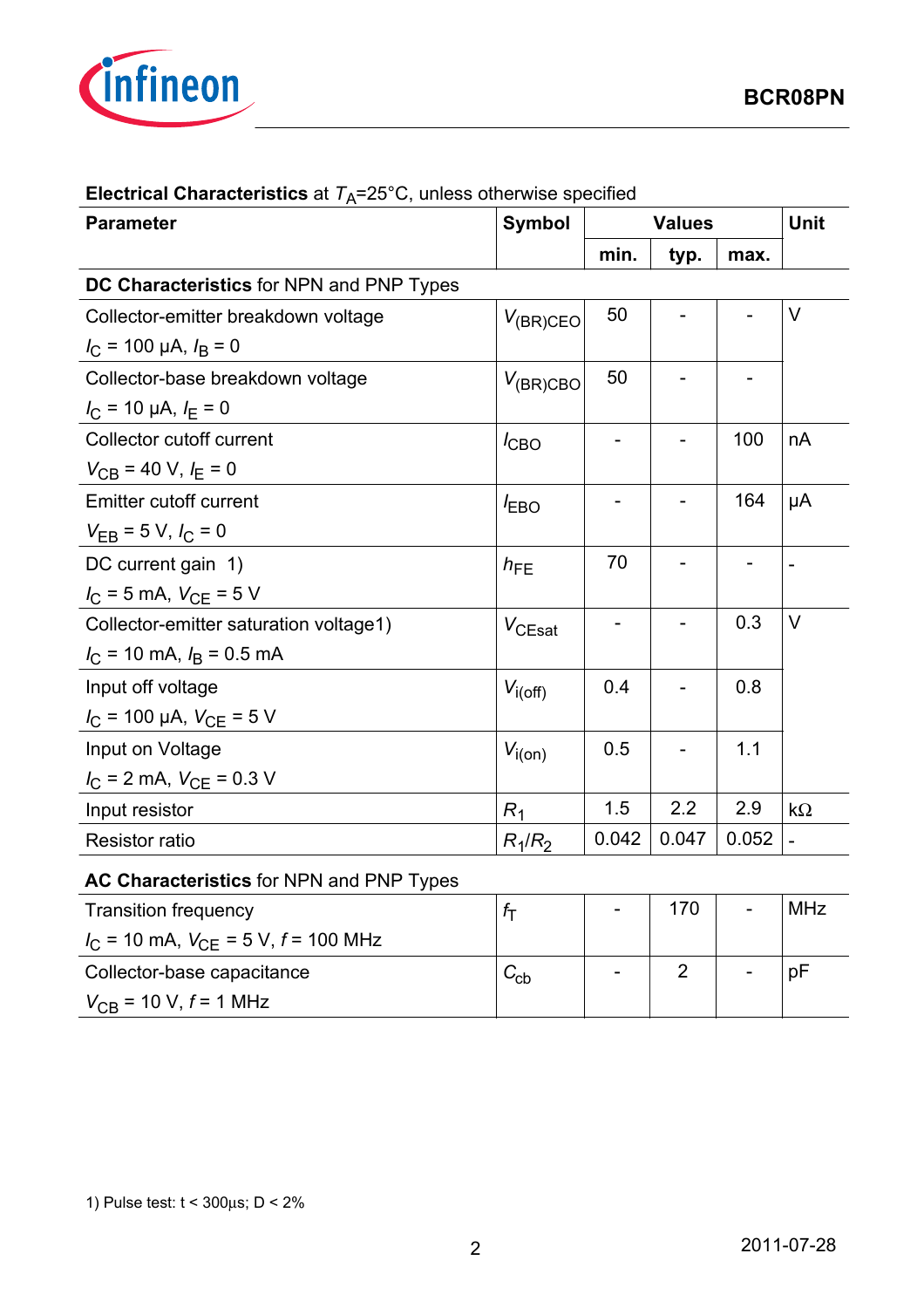**Electrical Characteristics** at $T_A$=25°C, unless otherwise specified

| Parameter | Symbol | Values | | | Unit |
|---|---|---|---|---|---|
| | | min. | typ. | max. | |
| **DC Characteristics** for NPN and PNP Types | | | | | |
| Collector-emitter breakdown voltage<br>$I_C$ = 100 µA, $I_B$ = 0 | $V_{(BR)CEO}$ | 50 | - | - | V |
| Collector-base breakdown voltage<br>$I_C$ = 10 µA, $I_E$ = 0 | $V_{(BR)CBO}$ | 50 | - | - | |
| Collector cutoff current<br>$V_{CB}$ = 40 V, $I_E$ = 0 | $I_{CBO}$ | - | - | 100 | nA |
| Emitter cutoff current<br>$V_{EB}$ = 5 V, $I_C$ = 0 | $I_{EBO}$ | - | - | 164 | µA |
| DC current gain 1)<br>$I_C$ = 5 mA, $V_{CE}$ = 5 V | $h_{FE}$ | 70 | - | - | - |
| Collector-emitter saturation voltage1)<br>$I_C$ = 10 mA, $I_B$ = 0.5 mA | $V_{CEsat}$ | - | - | 0.3 | V |
| Input off voltage<br>$I_C$ = 100 µA, $V_{CE}$ = 5 V | $V_{i(off)}$ | 0.4 | - | 0.8 | |
| Input on Voltage<br>$I_C$ = 2 mA, $V_{CE}$ = 0.3 V | $V_{i(on)}$ | 0.5 | - | 1.1 | |
| Input resistor | $R_1$ | 1.5 | 2.2 | 2.9 | kΩ |
| Resistor ratio | $R_1/R_2$ | 0.042 | 0.047 | 0.052 | - |
| **AC Characteristics** for NPN and PNP Types | | | | | |
| Transition frequency<br>$I_C$ = 10 mA, $V_{CE}$ = 5 V, $f$ = 100 MHz | $f_T$ | - | 170 | - | MHz |
| Collector-base capacitance<br>$V_{CB}$ = 10 V, $f$ = 1 MHz | $C_{cb}$ | - | 2 | - | pF |

1) Pulse test: t < 300µs; D < 2%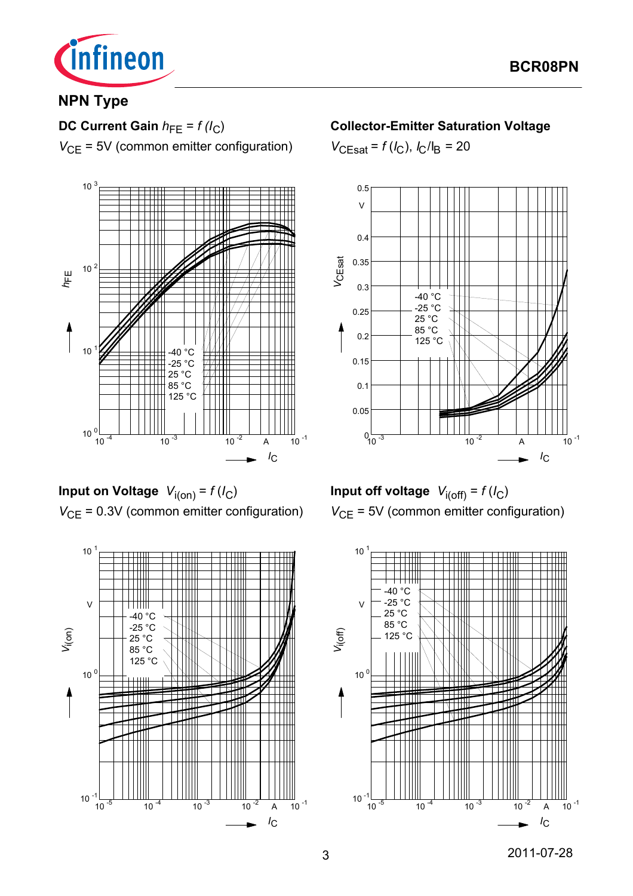## NPN Type

**DC Current Gain** $h_{FE} = f(I_C)$

$V_{CE}$ = 5V (common emitter configuration)

$10^3$
$10^2$
$10^1$
$10^0$
$h_{FE}$
-40 °C
-25 °C
25 °C
85 °C
125 °C
$10^{-4}$
$10^{-3}$
$10^{-2}$
A
$10^{-1}$
$I_C$

**Collector-Emitter Saturation Voltage**

$V_{CEsat} = f(I_C)$, $I_C/I_B$ = 20

0.5
V
0.4
0.35
0.3
0.25
0.2
0.15
0.1
0.05
0
$V_{CEsat}$
-40 °C
-25 °C
25 °C
85 °C
125 °C
$10^{-3}$
$10^{-2}$
A
$10^{-1}$
$I_C$

**Input on Voltage** $V_{i(on)} = f(I_C)$

$V_{CE}$ = 0.3V (common emitter configuration)

$10^1$
V
$10^0$
$10^{-1}$
$V_{i(on)}$
-40 °C
-25 °C
25 °C
85 °C
125 °C
$10^{-5}$
$10^{-4}$
$10^{-3}$
$10^{-2}$
A
$10^{-1}$
$I_C$

**Input off voltage** $V_{i(off)} = f(I_C)$

$V_{CE}$ = 5V (common emitter configuration)

$10^1$
V
$10^0$
$10^{-1}$
$V_{i(off)}$
-40 °C
-25 °C
25 °C
85 °C
125 °C
$10^{-5}$
$10^{-4}$
$10^{-3}$
$10^{-2}$
A
$10^{-1}$
$I_C$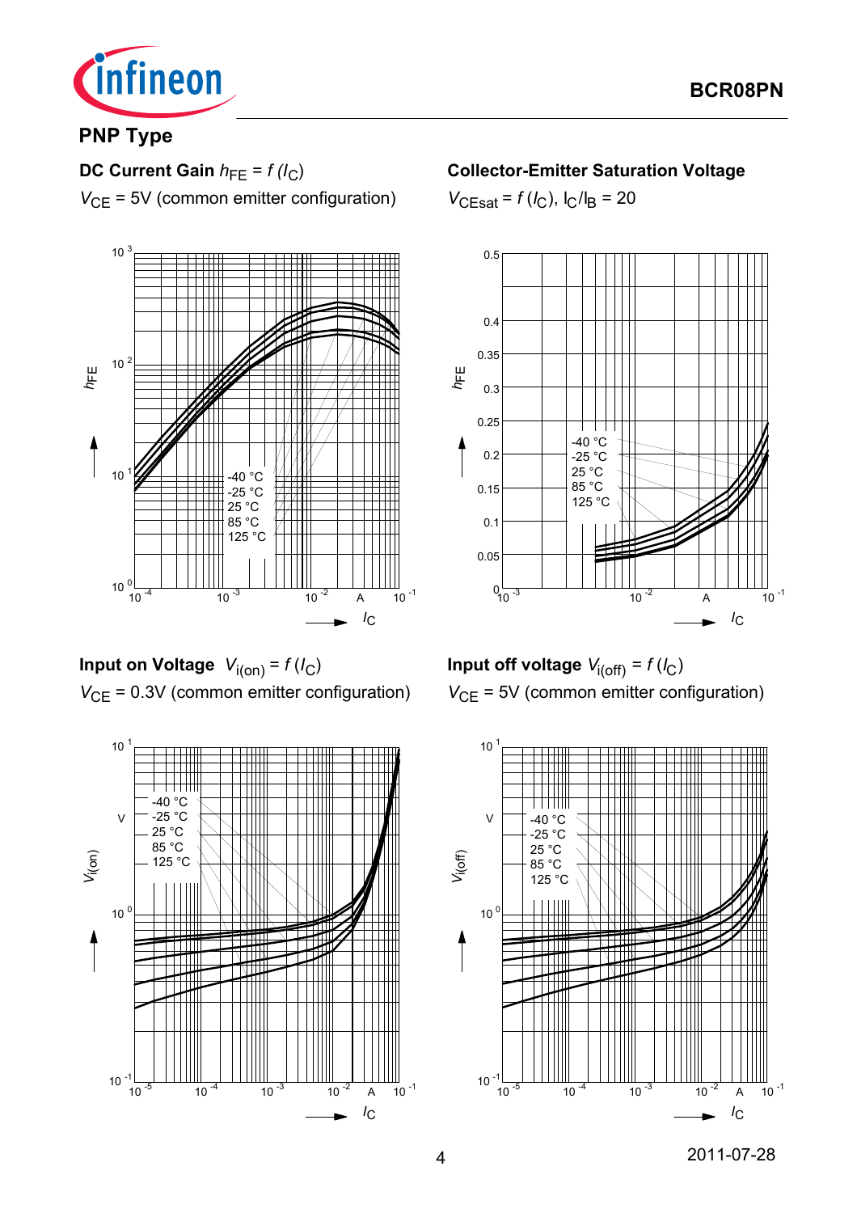## PNP Type

### DC Current Gain $h_{FE} = f(I_C)$

$V_{CE}$ = 5V (common emitter configuration)

$10^3$
$10^2$
$10^1$
$10^0$
$h_{FE}$
-40 °C
-25 °C
25 °C
85 °C
125 °C
$10^{-4}$
$10^{-3}$
$10^{-2}$
A
$10^{-1}$
$I_C$

### Collector-Emitter Saturation Voltage

$V_{CEsat} = f(I_C)$, $I_C/I_B$ = 20

0.5
0.4
0.35
0.3
0.25
0.2
0.15
0.1
0.05
0
$h_{FE}$
-40 °C
-25 °C
25 °C
85 °C
125 °C
$10^{-3}$
$10^{-2}$
A
$10^{-1}$
$I_C$

### Input on Voltage $V_{i(on)} = f(I_C)$

$V_{CE}$ = 0.3V (common emitter configuration)

$10^1$
V
$10^0$
$10^{-1}$
$V_{i(on)}$
-40 °C
-25 °C
25 °C
85 °C
125 °C
$10^{-5}$
$10^{-4}$
$10^{-3}$
$10^{-2}$
A
$10^{-1}$
$I_C$

### Input off voltage $V_{i(off)} = f(I_C)$

$V_{CE}$ = 5V (common emitter configuration)

$10^1$
V
$10^0$
$10^{-1}$
$V_{i(off)}$
-40 °C
-25 °C
25 °C
85 °C
125 °C
$10^{-5}$
$10^{-4}$
$10^{-3}$
$10^{-2}$
A
$10^{-1}$
$I_C$

2011-07-28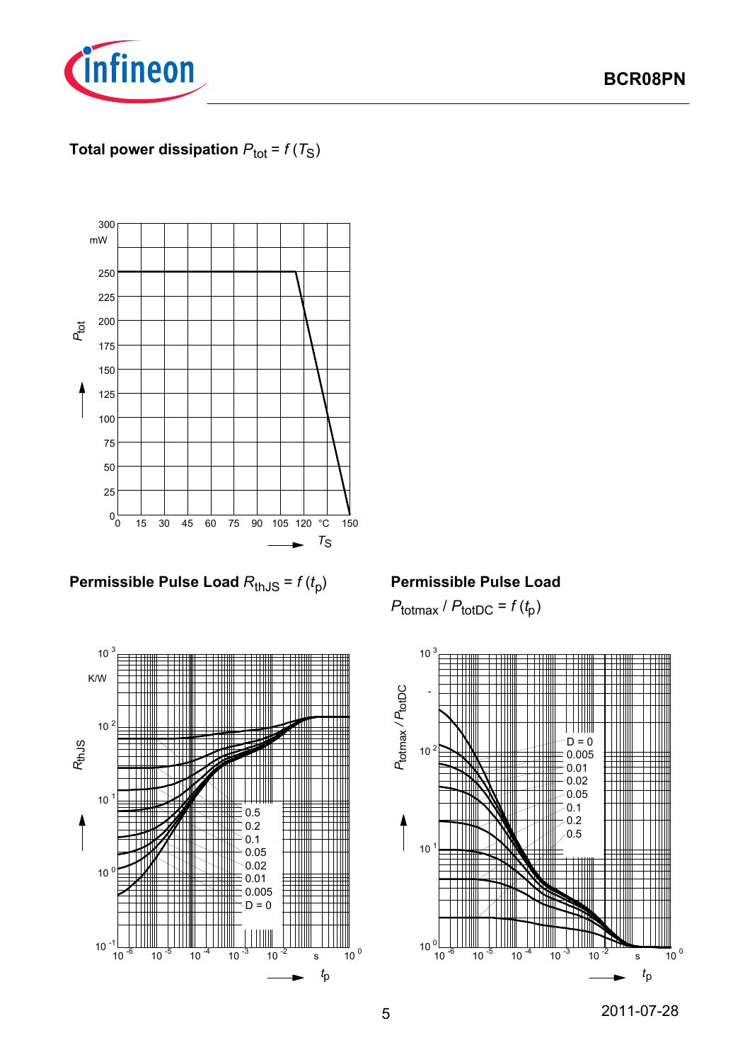## Total power dissipation $P_{tot} = f(T_S)$

300
mW
250
225
200
175
150
125
100
75
50
25
0

$P_{tot}$

0 15 30 45 60 75 90 105 120 °C 150

$T_S$

## Permissible Pulse Load $R_{thJS} = f(t_p)$

$10^3$
K/W
$10^2$
$10^1$
$10^0$
$10^{-1}$

$R_{thJS}$

0.5
0.2
0.1
0.05
0.02
0.01
0.005
D = 0

$10^{-6}$ $10^{-5}$ $10^{-4}$ $10^{-3}$ $10^{-2}$ s $10^0$

$t_p$

## Permissible Pulse Load

$P_{totmax} / P_{totDC} = f(t_p)$

$10^3$
-
$10^2$
$10^1$
$10^0$

$P_{totmax} / P_{totDC}$

D = 0
0.005
0.01
0.02
0.05
0.1
0.2
0.5

$10^{-6}$ $10^{-5}$ $10^{-4}$ $10^{-3}$ $10^{-2}$ s $10^0$

$t_p$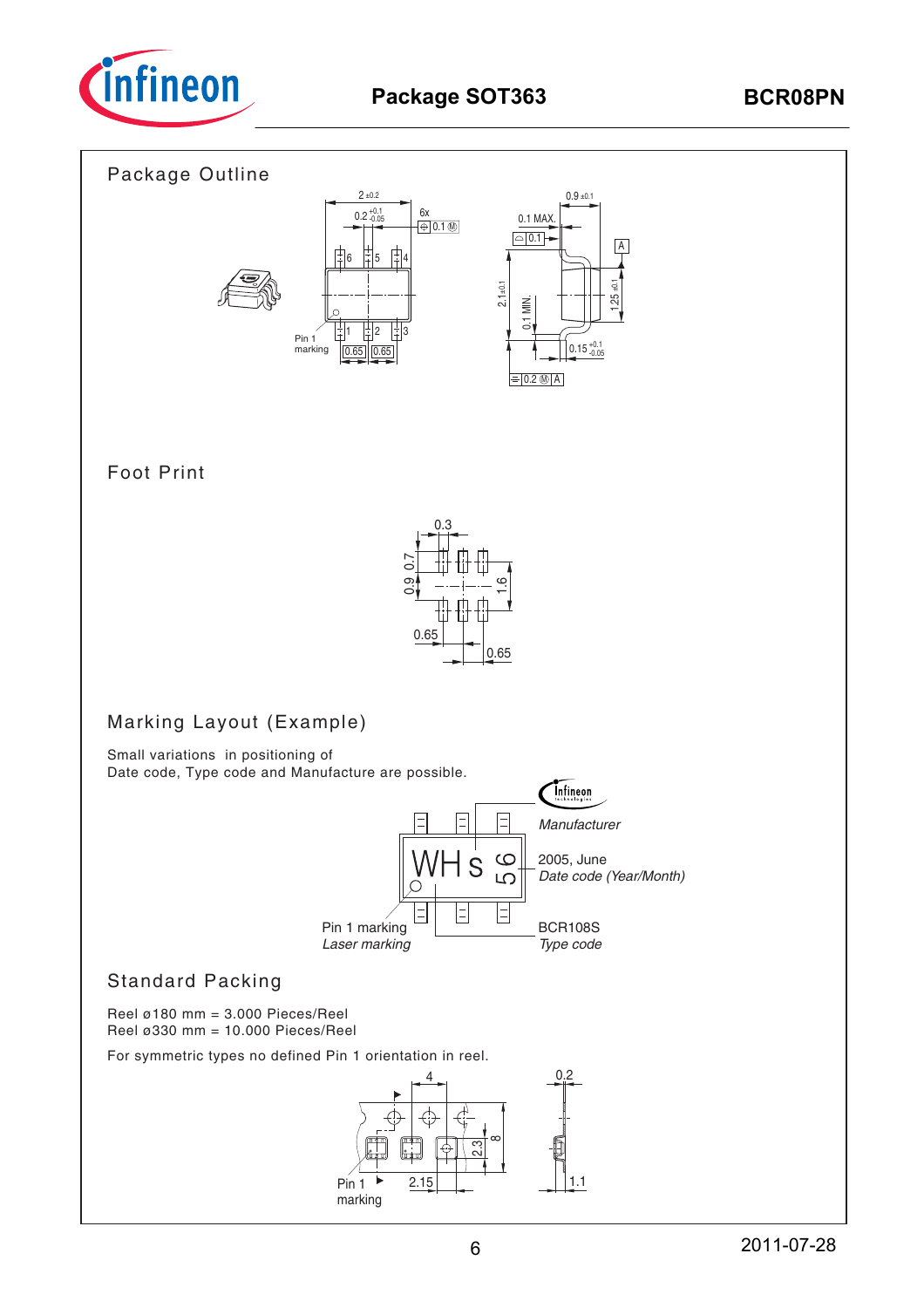# Package SOT363

## Package Outline

2 ±0.2
0.2 +0.1 -0.05
6x
0.1 M
0.9 ±0.1
0.1 MAX.
0.1
A
6 5 4
1 2 3
Pin 1 marking
0.65 0.65
2.1±0.1
0.1 MIN.
1.25 ±0.1
0.15 +0.1 -0.05
0.2 M A

## Foot Print

0.3
0.9 0.7
1.6
0.65
0.65

## Marking Layout (Example)

Small variations in positioning of
Date code, Type code and Manufacture are possible.

WH s 56

*Manufacturer*

2005, June
*Date code (Year/Month)*

Pin 1 marking
*Laser marking*

BCR108S
*Type code*

## Standard Packing

Reel ø180 mm = 3.000 Pieces/Reel
Reel ø330 mm = 10.000 Pieces/Reel

For symmetric types no defined Pin 1 orientation in reel.

4
0.2
8
2.3
Pin 1 marking
2.15
1.1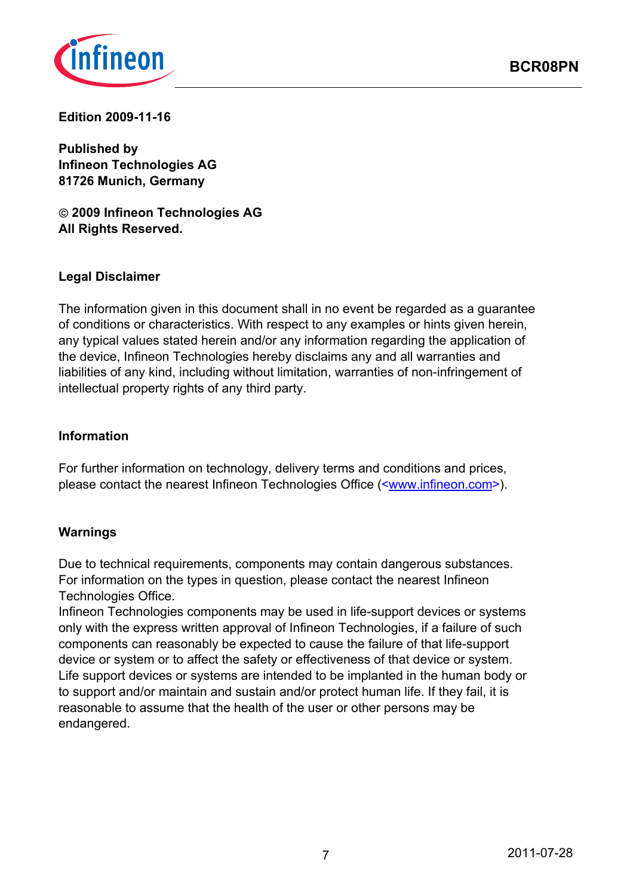**Edition 2009-11-16**

**Published by**
**Infineon Technologies AG**
**81726 Munich, Germany**

**© 2009 Infineon Technologies AG**
**All Rights Reserved.**

### Legal Disclaimer

The information given in this document shall in no event be regarded as a guarantee of conditions or characteristics. With respect to any examples or hints given herein, any typical values stated herein and/or any information regarding the application of the device, Infineon Technologies hereby disclaims any and all warranties and liabilities of any kind, including without limitation, warranties of non-infringement of intellectual property rights of any third party.

### Information

For further information on technology, delivery terms and conditions and prices, please contact the nearest Infineon Technologies Office (<www.infineon.com>).

### Warnings

Due to technical requirements, components may contain dangerous substances. For information on the types in question, please contact the nearest Infineon Technologies Office.
Infineon Technologies components may be used in life-support devices or systems only with the express written approval of Infineon Technologies, if a failure of such components can reasonably be expected to cause the failure of that life-support device or system or to affect the safety or effectiveness of that device or system. Life support devices or systems are intended to be implanted in the human body or to support and/or maintain and sustain and/or protect human life. If they fail, it is reasonable to assume that the health of the user or other persons may be endangered.